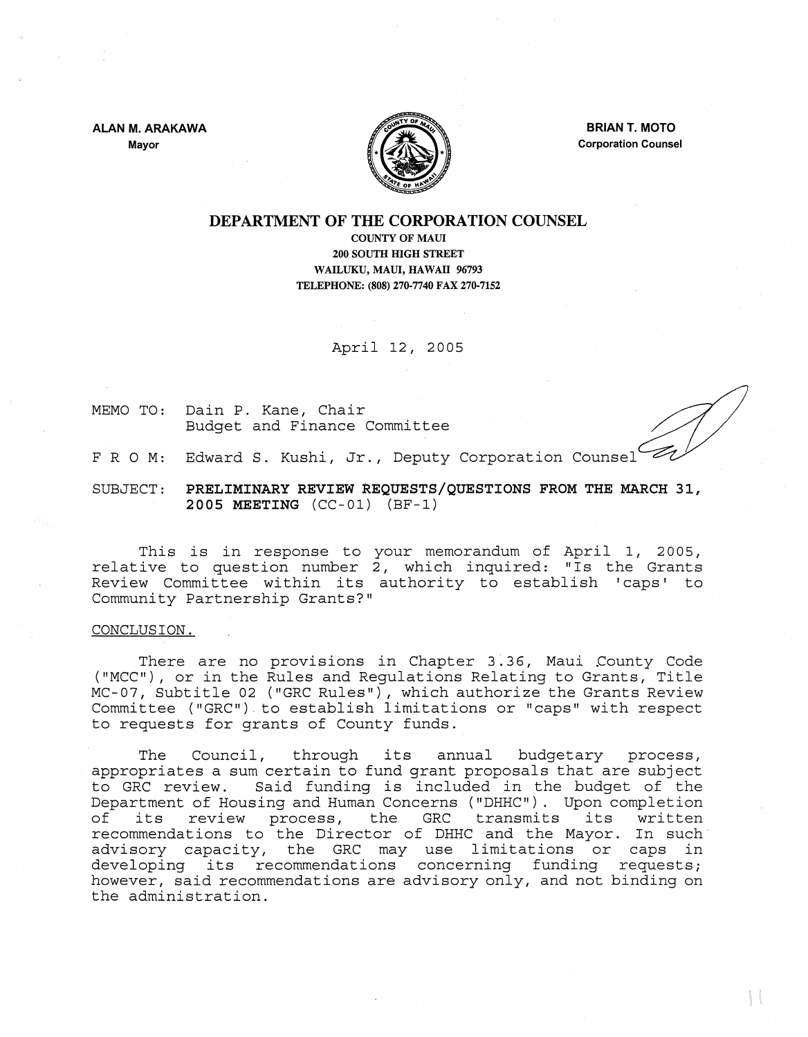**ALAN M. ARAKAWA**
Mayor

**BRIAN T. MOTO**
Corporation Counsel

# DEPARTMENT OF THE CORPORATION COUNSEL

COUNTY OF MAUI
200 SOUTH HIGH STREET
WAILUKU, MAUI, HAWAII 96793
TELEPHONE: (808) 270-7740 FAX 270-7152

April 12, 2005

MEMO TO: Dain P. Kane, Chair
Budget and Finance Committee

F R O M: Edward S. Kushi, Jr., Deputy Corporation Counsel

SUBJECT: **PRELIMINARY REVIEW REQUESTS/QUESTIONS FROM THE MARCH 31, 2005 MEETING** (CC-01) (BF-1)

This is in response to your memorandum of April 1, 2005, relative to question number 2, which inquired: "Is the Grants Review Committee within its authority to establish 'caps' to Community Partnership Grants?"

CONCLUSION.

There are no provisions in Chapter 3.36, Maui County Code ("MCC"), or in the Rules and Regulations Relating to Grants, Title MC-07, Subtitle 02 ("GRC Rules"), which authorize the Grants Review Committee ("GRC") to establish limitations or "caps" with respect to requests for grants of County funds.

The Council, through its annual budgetary process, appropriates a sum certain to fund grant proposals that are subject to GRC review. Said funding is included in the budget of the Department of Housing and Human Concerns ("DHHC"). Upon completion of its review process, the GRC transmits its written recommendations to the Director of DHHC and the Mayor. In such advisory capacity, the GRC may use limitations or caps in developing its recommendations concerning funding requests; however, said recommendations are advisory only, and not binding on the administration.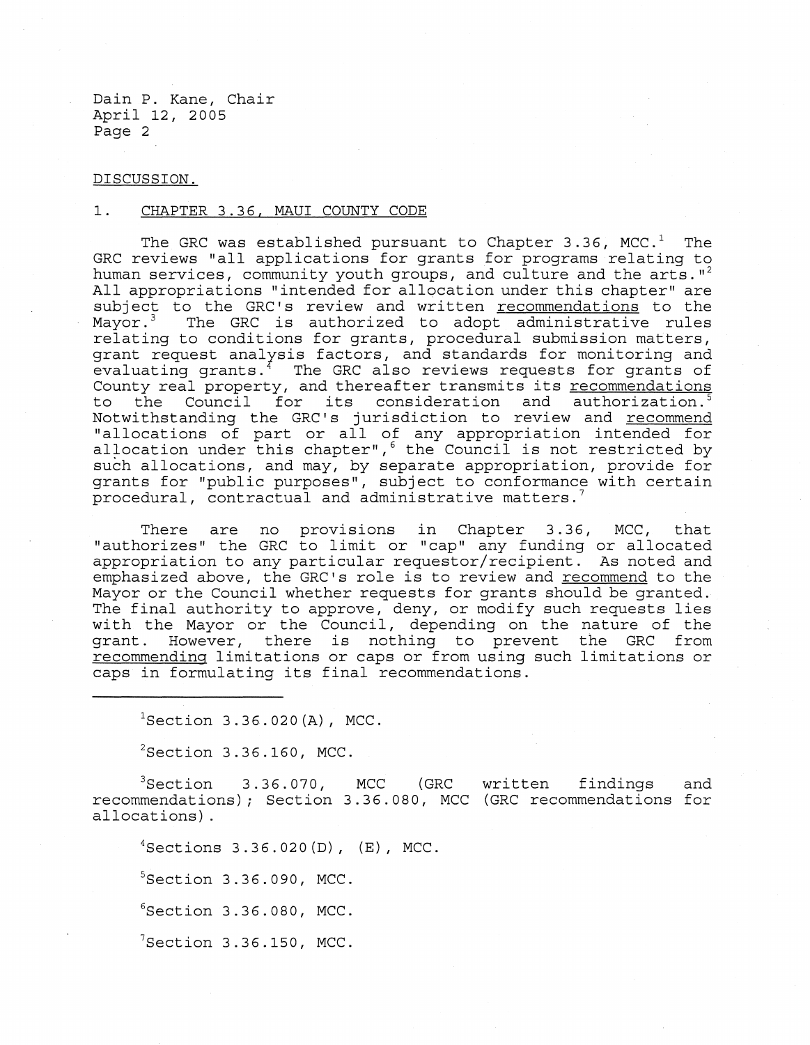Dain P. Kane, Chair
April 12, 2005
Page 2

DISCUSSION.

1. CHAPTER 3.36, MAUI COUNTY CODE

The GRC was established pursuant to Chapter 3.36, MCC.[1] The GRC reviews "all applications for grants for programs relating to human services, community youth groups, and culture and the arts."[2] All appropriations "intended for allocation under this chapter" are subject to the GRC's review and written recommendations to the Mayor.[3] The GRC is authorized to adopt administrative rules relating to conditions for grants, procedural submission matters, grant request analysis factors, and standards for monitoring and evaluating grants.[4] The GRC also reviews requests for grants of County real property, and thereafter transmits its recommendations to the Council for its consideration and authorization.[5] Notwithstanding the GRC's jurisdiction to review and recommend "allocations of part or all of any appropriation intended for allocation under this chapter",[6] the Council is not restricted by such allocations, and may, by separate appropriation, provide for grants for "public purposes", subject to conformance with certain procedural, contractual and administrative matters.[7]

There are no provisions in Chapter 3.36, MCC, that "authorizes" the GRC to limit or "cap" any funding or allocated appropriation to any particular requestor/recipient. As noted and emphasized above, the GRC's role is to review and recommend to the Mayor or the Council whether requests for grants should be granted. The final authority to approve, deny, or modify such requests lies with the Mayor or the Council, depending on the nature of the grant. However, there is nothing to prevent the GRC from recommending limitations or caps or from using such limitations or caps in formulating its final recommendations.

---

[1]Section 3.36.020(A), MCC.

[2]Section 3.36.160, MCC.

[3]Section 3.36.070, MCC (GRC written findings and recommendations); Section 3.36.080, MCC (GRC recommendations for allocations).

[4]Sections 3.36.020(D), (E), MCC.

[5]Section 3.36.090, MCC.

[6]Section 3.36.080, MCC.

[7]Section 3.36.150, MCC.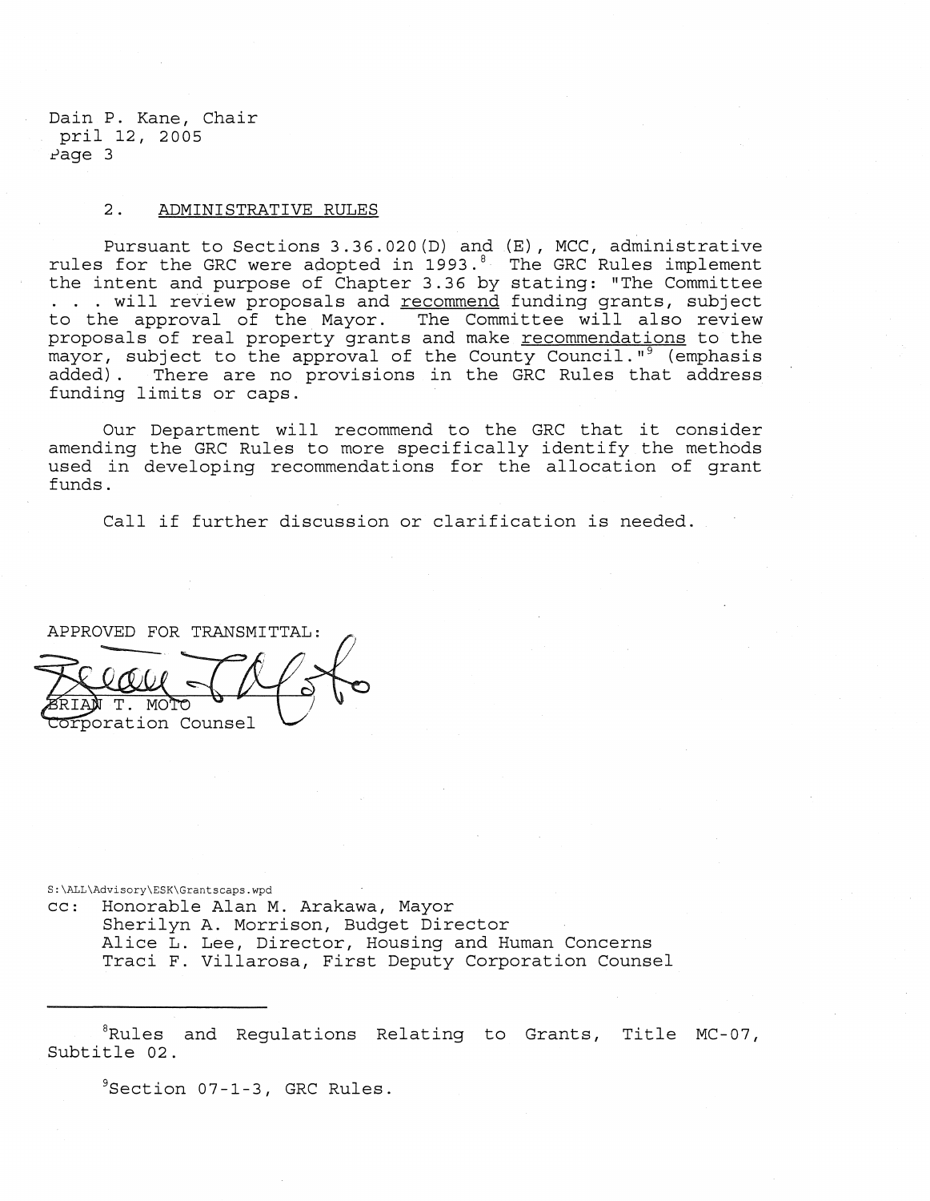## 2. ADMINISTRATIVE RULES

Pursuant to Sections 3.36.020(D) and (E), MCC, administrative rules for the GRC were adopted in 1993.[8] The GRC Rules implement the intent and purpose of Chapter 3.36 by stating: "The Committee . . . will review proposals and recommend funding grants, subject to the approval of the Mayor. The Committee will also review proposals of real property grants and make recommendations to the mayor, subject to the approval of the County Council."[9] (emphasis added). There are no provisions in the GRC Rules that address funding limits or caps.

Our Department will recommend to the GRC that it consider amending the GRC Rules to more specifically identify the methods used in developing recommendations for the allocation of grant funds.

Call if further discussion or clarification is needed.

APPROVED FOR TRANSMITTAL:

BRIAN T. MOTO
Corporation Counsel

S:\ALL\Advisory\ESK\Grantscaps.wpd

cc: Honorable Alan M. Arakawa, Mayor
Sherilyn A. Morrison, Budget Director
Alice L. Lee, Director, Housing and Human Concerns
Traci F. Villarosa, First Deputy Corporation Counsel

---

[8] Rules and Regulations Relating to Grants, Title MC-07, Subtitle 02.

[9] Section 07-1-3, GRC Rules.